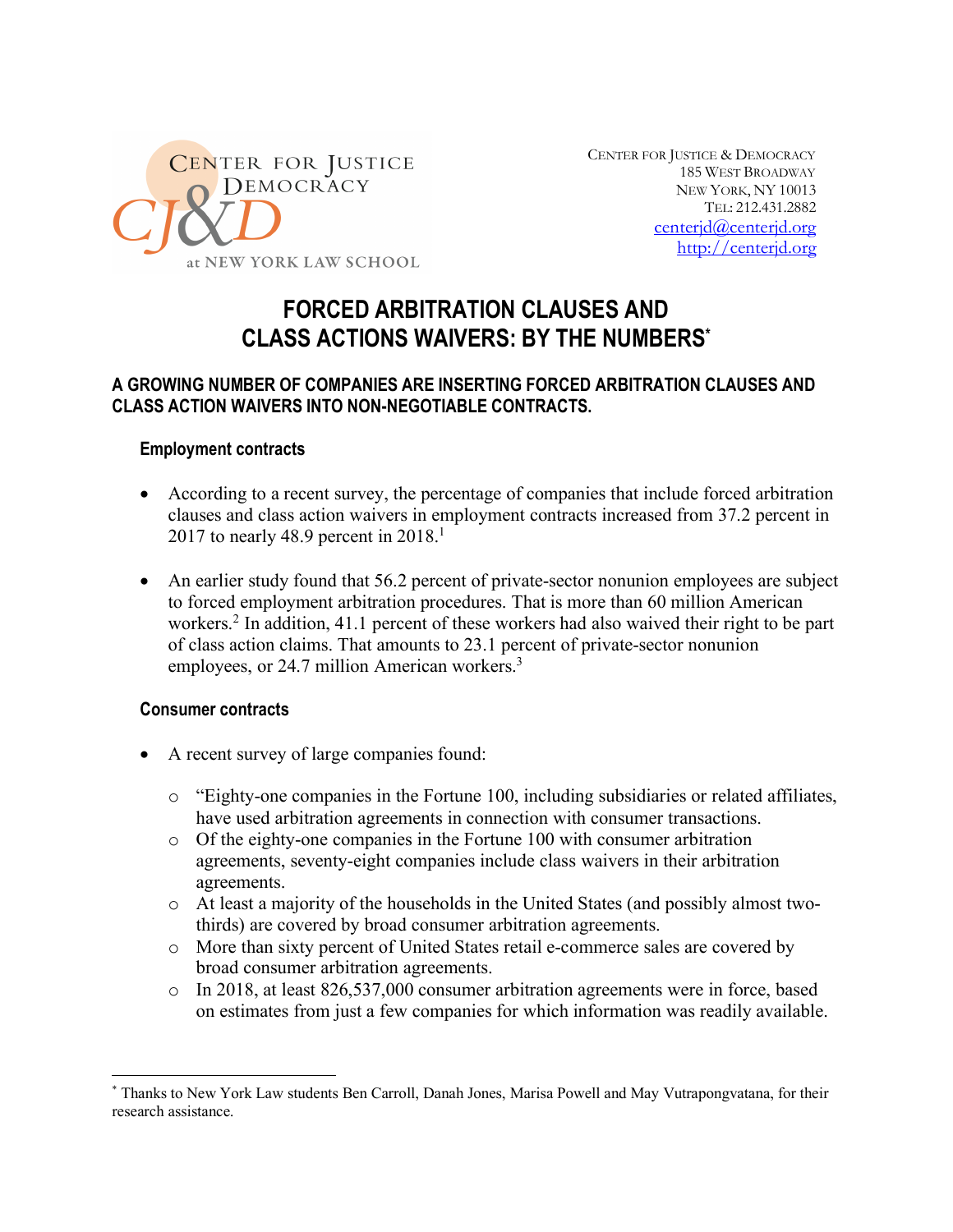CENTER FOR JUSTICE & DEMOCRACY at NEW YORK LAW SCHOOL

CENTER FOR JUSTICE & DEMOCRACY
185 WEST BROADWAY
NEW YORK, NY 10013
TEL: 212.431.2882
centerjd@centerjd.org
http://centerjd.org

# FORCED ARBITRATION CLAUSES AND CLASS ACTIONS WAIVERS: BY THE NUMBERS*

## A GROWING NUMBER OF COMPANIES ARE INSERTING FORCED ARBITRATION CLAUSES AND CLASS ACTION WAIVERS INTO NON-NEGOTIABLE CONTRACTS.

### Employment contracts

- According to a recent survey, the percentage of companies that include forced arbitration clauses and class action waivers in employment contracts increased from 37.2 percent in 2017 to nearly 48.9 percent in 2018.[1]

- An earlier study found that 56.2 percent of private-sector nonunion employees are subject to forced employment arbitration procedures. That is more than 60 million American workers.[2] In addition, 41.1 percent of these workers had also waived their right to be part of class action claims. That amounts to 23.1 percent of private-sector nonunion employees, or 24.7 million American workers.[3]

### Consumer contracts

- A recent survey of large companies found:
  - "Eighty-one companies in the Fortune 100, including subsidiaries or related affiliates, have used arbitration agreements in connection with consumer transactions.
  - Of the eighty-one companies in the Fortune 100 with consumer arbitration agreements, seventy-eight companies include class waivers in their arbitration agreements.
  - At least a majority of the households in the United States (and possibly almost two-thirds) are covered by broad consumer arbitration agreements.
  - More than sixty percent of United States retail e-commerce sales are covered by broad consumer arbitration agreements.
  - In 2018, at least 826,537,000 consumer arbitration agreements were in force, based on estimates from just a few companies for which information was readily available.

---

* Thanks to New York Law students Ben Carroll, Danah Jones, Marisa Powell and May Vutrapongvatana, for their research assistance.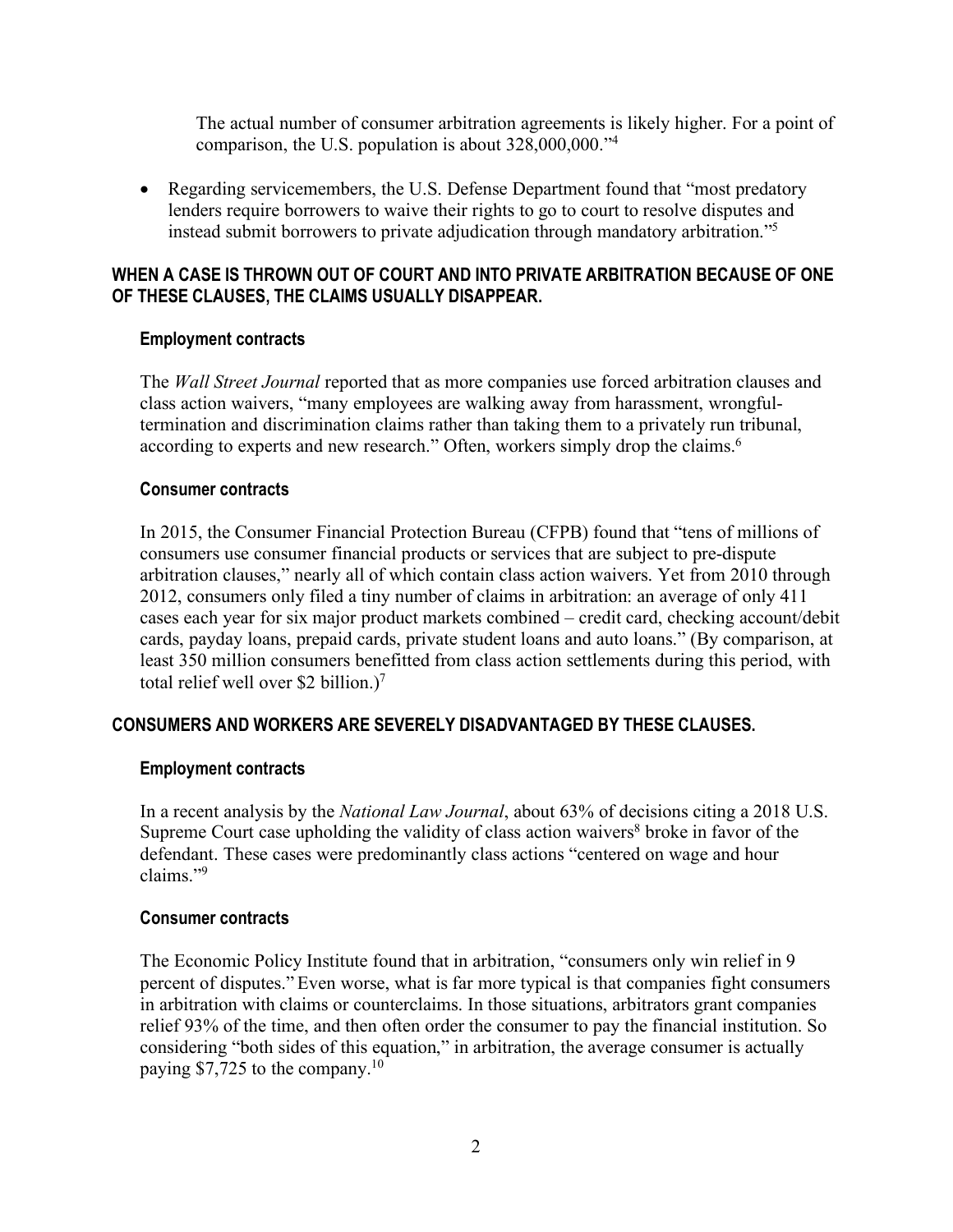The actual number of consumer arbitration agreements is likely higher. For a point of comparison, the U.S. population is about 328,000,000."[4]

- Regarding servicemembers, the U.S. Defense Department found that "most predatory lenders require borrowers to waive their rights to go to court to resolve disputes and instead submit borrowers to private adjudication through mandatory arbitration."[5]

## WHEN A CASE IS THROWN OUT OF COURT AND INTO PRIVATE ARBITRATION BECAUSE OF ONE OF THESE CLAUSES, THE CLAIMS USUALLY DISAPPEAR.

### Employment contracts

The *Wall Street Journal* reported that as more companies use forced arbitration clauses and class action waivers, "many employees are walking away from harassment, wrongful-termination and discrimination claims rather than taking them to a privately run tribunal, according to experts and new research." Often, workers simply drop the claims.[6]

### Consumer contracts

In 2015, the Consumer Financial Protection Bureau (CFPB) found that "tens of millions of consumers use consumer financial products or services that are subject to pre-dispute arbitration clauses," nearly all of which contain class action waivers. Yet from 2010 through 2012, consumers only filed a tiny number of claims in arbitration: an average of only 411 cases each year for six major product markets combined – credit card, checking account/debit cards, payday loans, prepaid cards, private student loans and auto loans." (By comparison, at least 350 million consumers benefitted from class action settlements during this period, with total relief well over $2 billion.)[7]

## CONSUMERS AND WORKERS ARE SEVERELY DISADVANTAGED BY THESE CLAUSES.

### Employment contracts

In a recent analysis by the *National Law Journal*, about 63% of decisions citing a 2018 U.S. Supreme Court case upholding the validity of class action waivers[8] broke in favor of the defendant. These cases were predominantly class actions "centered on wage and hour claims."[9]

### Consumer contracts

The Economic Policy Institute found that in arbitration, "consumers only win relief in 9 percent of disputes." Even worse, what is far more typical is that companies fight consumers in arbitration with claims or counterclaims. In those situations, arbitrators grant companies relief 93% of the time, and then often order the consumer to pay the financial institution. So considering "both sides of this equation," in arbitration, the average consumer is actually paying $7,725 to the company.[10]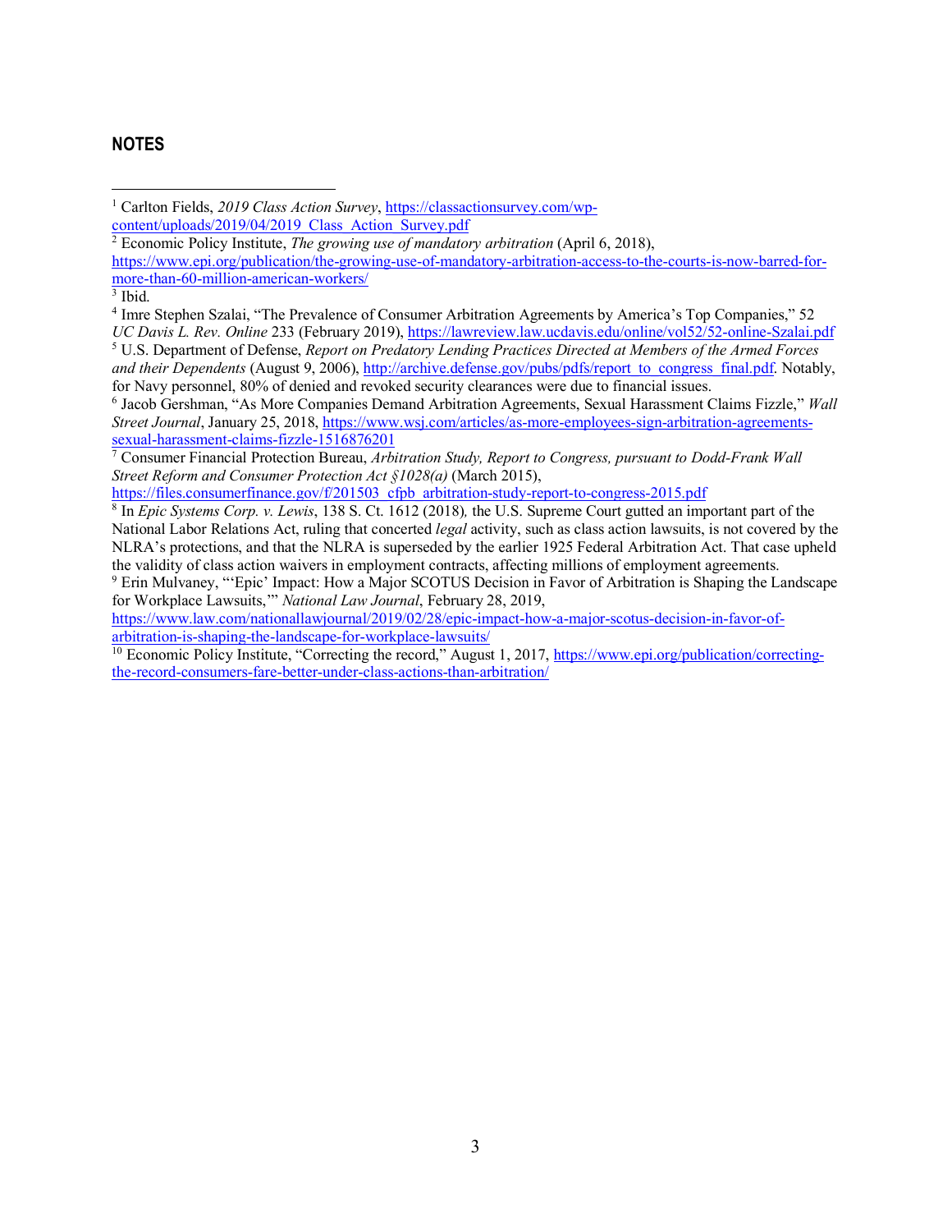## NOTES

[1] Carlton Fields, *2019 Class Action Survey*, https://classactionsurvey.com/wp-content/uploads/2019/04/2019_Class_Action_Survey.pdf

[2] Economic Policy Institute, *The growing use of mandatory arbitration* (April 6, 2018), https://www.epi.org/publication/the-growing-use-of-mandatory-arbitration-access-to-the-courts-is-now-barred-for-more-than-60-million-american-workers/

[3] Ibid.

[4] Imre Stephen Szalai, "The Prevalence of Consumer Arbitration Agreements by America's Top Companies," 52 *UC Davis L. Rev. Online* 233 (February 2019), https://lawreview.law.ucdavis.edu/online/vol52/52-online-Szalai.pdf

[5] U.S. Department of Defense, *Report on Predatory Lending Practices Directed at Members of the Armed Forces and their Dependents* (August 9, 2006), http://archive.defense.gov/pubs/pdfs/report_to_congress_final.pdf. Notably, for Navy personnel, 80% of denied and revoked security clearances were due to financial issues.

[6] Jacob Gershman, "As More Companies Demand Arbitration Agreements, Sexual Harassment Claims Fizzle," *Wall Street Journal*, January 25, 2018, https://www.wsj.com/articles/as-more-employees-sign-arbitration-agreements-sexual-harassment-claims-fizzle-1516876201

[7] Consumer Financial Protection Bureau, *Arbitration Study, Report to Congress, pursuant to Dodd-Frank Wall Street Reform and Consumer Protection Act §1028(a)* (March 2015), https://files.consumerfinance.gov/f/201503_cfpb_arbitration-study-report-to-congress-2015.pdf

[8] In *Epic Systems Corp. v. Lewis*, 138 S. Ct. 1612 (2018), the U.S. Supreme Court gutted an important part of the National Labor Relations Act, ruling that concerted *legal* activity, such as class action lawsuits, is not covered by the NLRA's protections, and that the NLRA is superseded by the earlier 1925 Federal Arbitration Act. That case upheld the validity of class action waivers in employment contracts, affecting millions of employment agreements.

[9] Erin Mulvaney, "'Epic' Impact: How a Major SCOTUS Decision in Favor of Arbitration is Shaping the Landscape for Workplace Lawsuits,'" *National Law Journal*, February 28, 2019, https://www.law.com/nationallawjournal/2019/02/28/epic-impact-how-a-major-scotus-decision-in-favor-of-arbitration-is-shaping-the-landscape-for-workplace-lawsuits/

[10] Economic Policy Institute, "Correcting the record," August 1, 2017, https://www.epi.org/publication/correcting-the-record-consumers-fare-better-under-class-actions-than-arbitration/